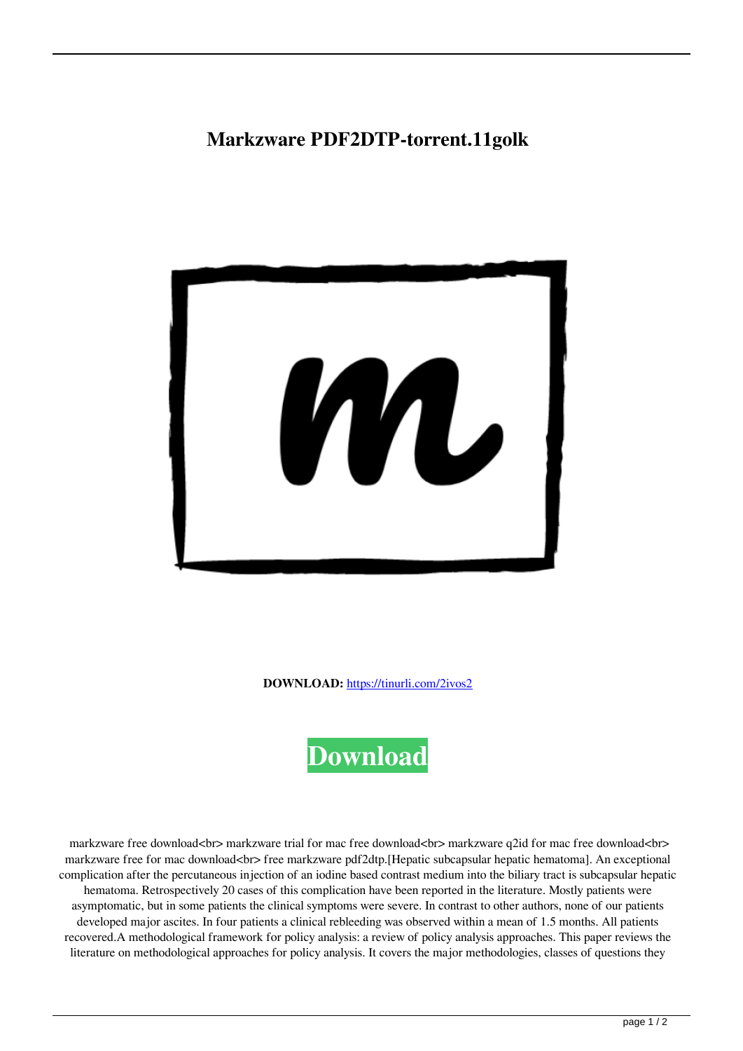# Markzware PDF2DTP-torrent.11golk

**DOWNLOAD:** [https://tinurli.com/2ivos2](https://tinurli.com/2ivos2)

**Download**

markzware free download<br> markzware trial for mac free download<br> markzware q2id for mac free download<br> markzware free for mac download<br> free markzware pdf2dtp.[Hepatic subcapsular hepatic hematoma]. An exceptional complication after the percutaneous injection of an iodine based contrast medium into the biliary tract is subcapsular hepatic hematoma. Retrospectively 20 cases of this complication have been reported in the literature. Mostly patients were asymptomatic, but in some patients the clinical symptoms were severe. In contrast to other authors, none of our patients developed major ascites. In four patients a clinical rebleeding was observed within a mean of 1.5 months. All patients recovered.A methodological framework for policy analysis: a review of policy analysis approaches. This paper reviews the literature on methodological approaches for policy analysis. It covers the major methodologies, classes of questions they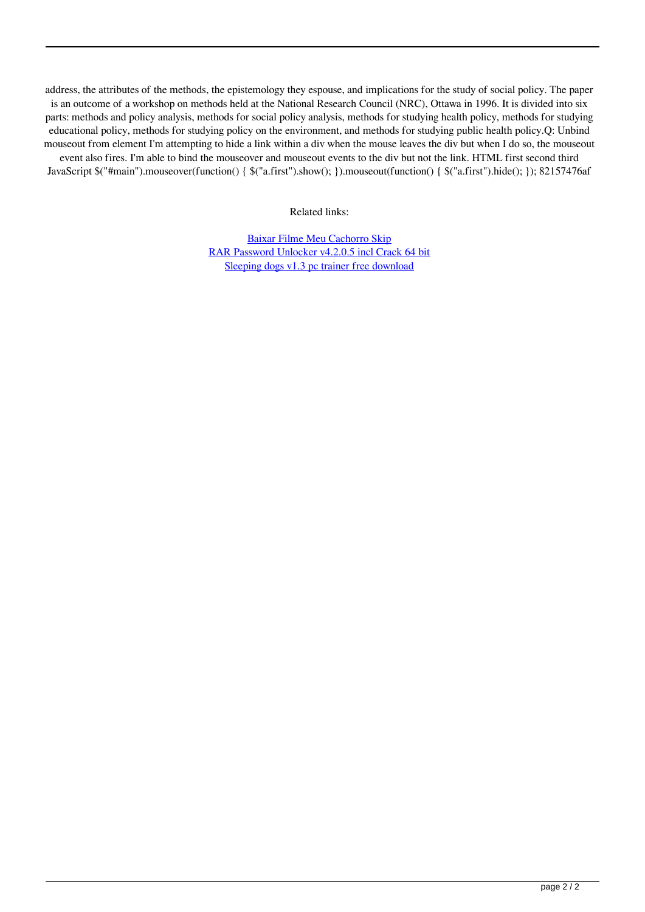address, the attributes of the methods, the epistemology they espouse, and implications for the study of social policy. The paper is an outcome of a workshop on methods held at the National Research Council (NRC), Ottawa in 1996. It is divided into six parts: methods and policy analysis, methods for social policy analysis, methods for studying health policy, methods for studying educational policy, methods for studying policy on the environment, and methods for studying public health policy.Q: Unbind mouseout from element I'm attempting to hide a link within a div when the mouse leaves the div but when I do so, the mouseout event also fires. I'm able to bind the mouseover and mouseout events to the div but not the link. HTML first second third JavaScript $("#main").mouseover(function() { $("a.first").show(); }).mouseout(function() { $("a.first").hide(); }); 82157476af

Related links:

[Baixar Filme Meu Cachorro Skip]
[RAR Password Unlocker v4.2.0.5 incl Crack 64 bit]
[Sleeping dogs v1.3 pc trainer free download]